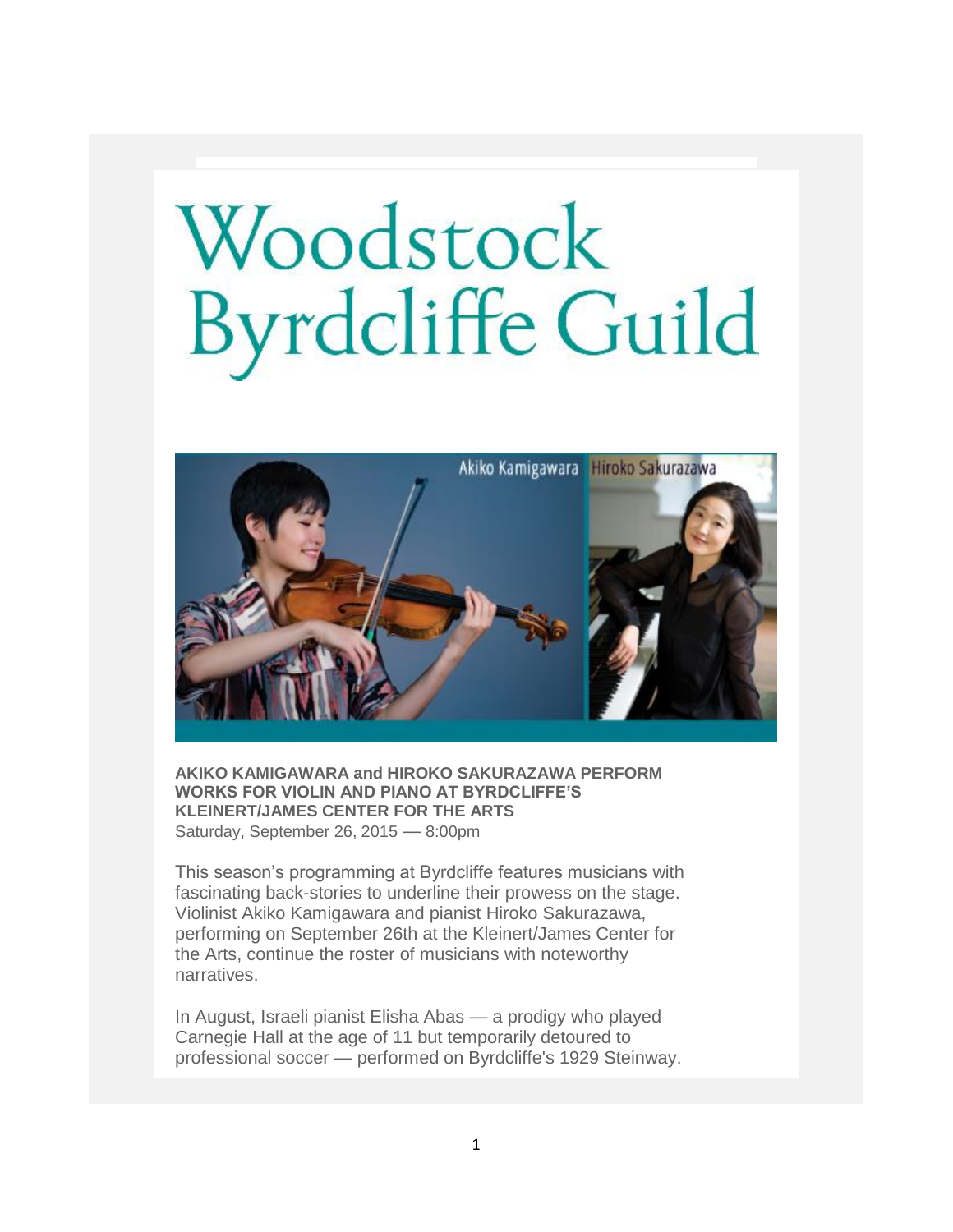# Woodstock Byrdcliffe Guild

**AKIKO KAMIGAWARA and HIROKO SAKURAZAWA PERFORM WORKS FOR VIOLIN AND PIANO AT BYRDCLIFFE'S KLEINERT/JAMES CENTER FOR THE ARTS**
Saturday, September 26, 2015 — 8:00pm

This season's programming at Byrdcliffe features musicians with fascinating back-stories to underline their prowess on the stage. Violinist Akiko Kamigawara and pianist Hiroko Sakurazawa, performing on September 26th at the Kleinert/James Center for the Arts, continue the roster of musicians with noteworthy narratives.

In August, Israeli pianist Elisha Abas — a prodigy who played Carnegie Hall at the age of 11 but temporarily detoured to professional soccer — performed on Byrdcliffe's 1929 Steinway.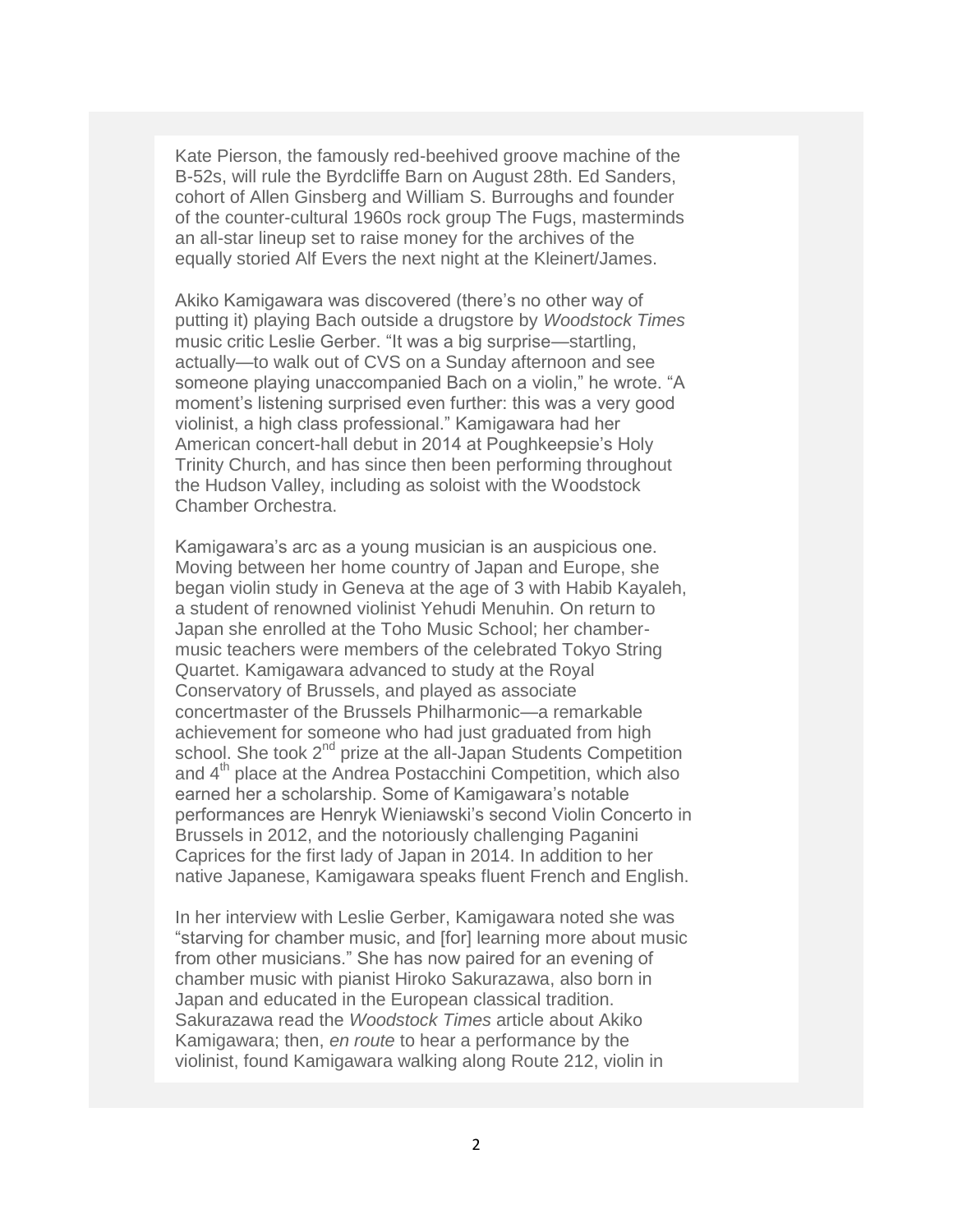Kate Pierson, the famously red-beehived groove machine of the B-52s, will rule the Byrdcliffe Barn on August 28th. Ed Sanders, cohort of Allen Ginsberg and William S. Burroughs and founder of the counter-cultural 1960s rock group The Fugs, masterminds an all-star lineup set to raise money for the archives of the equally storied Alf Evers the next night at the Kleinert/James.

Akiko Kamigawara was discovered (there's no other way of putting it) playing Bach outside a drugstore by *Woodstock Times* music critic Leslie Gerber. "It was a big surprise—startling, actually—to walk out of CVS on a Sunday afternoon and see someone playing unaccompanied Bach on a violin," he wrote. "A moment's listening surprised even further: this was a very good violinist, a high class professional." Kamigawara had her American concert-hall debut in 2014 at Poughkeepsie's Holy Trinity Church, and has since then been performing throughout the Hudson Valley, including as soloist with the Woodstock Chamber Orchestra.

Kamigawara's arc as a young musician is an auspicious one. Moving between her home country of Japan and Europe, she began violin study in Geneva at the age of 3 with Habib Kayaleh, a student of renowned violinist Yehudi Menuhin. On return to Japan she enrolled at the Toho Music School; her chamber-music teachers were members of the celebrated Tokyo String Quartet. Kamigawara advanced to study at the Royal Conservatory of Brussels, and played as associate concertmaster of the Brussels Philharmonic—a remarkable achievement for someone who had just graduated from high school. She took 2nd prize at the all-Japan Students Competition and 4th place at the Andrea Postacchini Competition, which also earned her a scholarship. Some of Kamigawara's notable performances are Henryk Wieniawski's second Violin Concerto in Brussels in 2012, and the notoriously challenging Paganini Caprices for the first lady of Japan in 2014. In addition to her native Japanese, Kamigawara speaks fluent French and English.

In her interview with Leslie Gerber, Kamigawara noted she was "starving for chamber music, and [for] learning more about music from other musicians." She has now paired for an evening of chamber music with pianist Hiroko Sakurazawa, also born in Japan and educated in the European classical tradition. Sakurazawa read the *Woodstock Times* article about Akiko Kamigawara; then, *en route* to hear a performance by the violinist, found Kamigawara walking along Route 212, violin in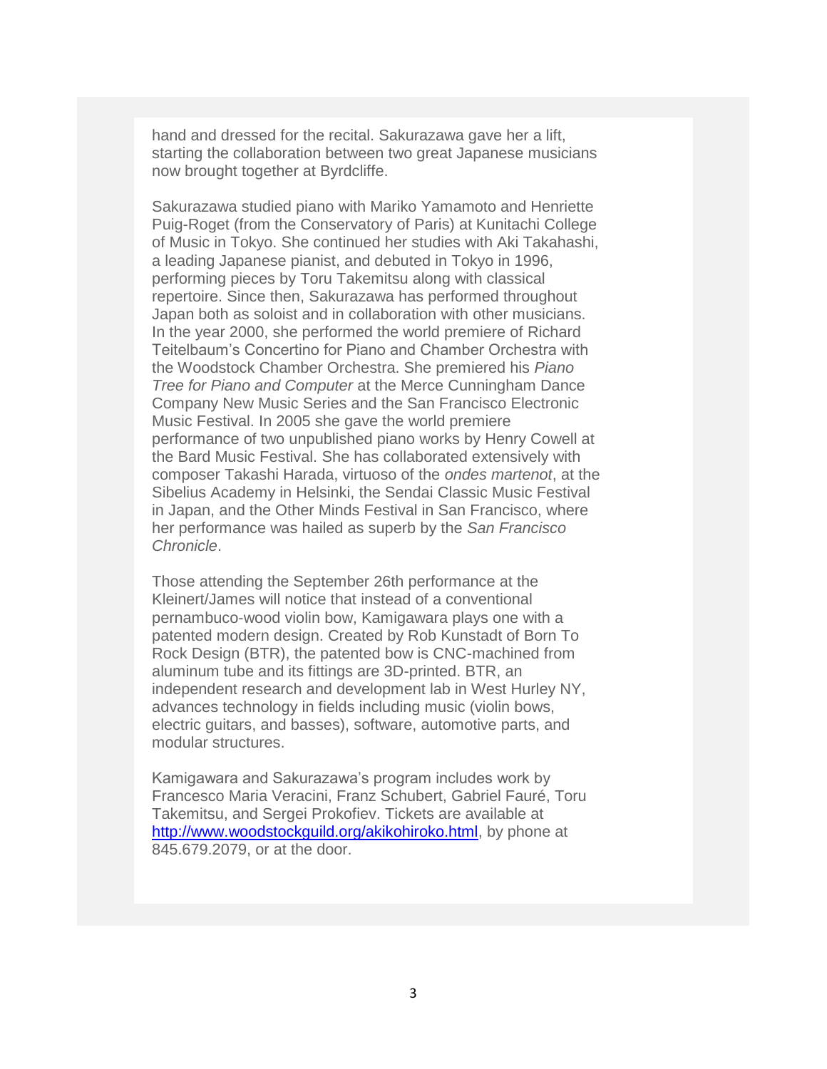hand and dressed for the recital. Sakurazawa gave her a lift, starting the collaboration between two great Japanese musicians now brought together at Byrdcliffe.

Sakurazawa studied piano with Mariko Yamamoto and Henriette Puig-Roget (from the Conservatory of Paris) at Kunitachi College of Music in Tokyo. She continued her studies with Aki Takahashi, a leading Japanese pianist, and debuted in Tokyo in 1996, performing pieces by Toru Takemitsu along with classical repertoire. Since then, Sakurazawa has performed throughout Japan both as soloist and in collaboration with other musicians. In the year 2000, she performed the world premiere of Richard Teitelbaum's Concertino for Piano and Chamber Orchestra with the Woodstock Chamber Orchestra. She premiered his *Piano Tree for Piano and Computer* at the Merce Cunningham Dance Company New Music Series and the San Francisco Electronic Music Festival. In 2005 she gave the world premiere performance of two unpublished piano works by Henry Cowell at the Bard Music Festival. She has collaborated extensively with composer Takashi Harada, virtuoso of the *ondes martenot*, at the Sibelius Academy in Helsinki, the Sendai Classic Music Festival in Japan, and the Other Minds Festival in San Francisco, where her performance was hailed as superb by the *San Francisco Chronicle*.

Those attending the September 26th performance at the Kleinert/James will notice that instead of a conventional pernambuco-wood violin bow, Kamigawara plays one with a patented modern design. Created by Rob Kunstadt of Born To Rock Design (BTR), the patented bow is CNC-machined from aluminum tube and its fittings are 3D-printed. BTR, an independent research and development lab in West Hurley NY, advances technology in fields including music (violin bows, electric guitars, and basses), software, automotive parts, and modular structures.

Kamigawara and Sakurazawa's program includes work by Francesco Maria Veracini, Franz Schubert, Gabriel Fauré, Toru Takemitsu, and Sergei Prokofiev. Tickets are available at [http://www.woodstockguild.org/akikohiroko.html](http://www.woodstockguild.org/akikohiroko.html), by phone at 845.679.2079, or at the door.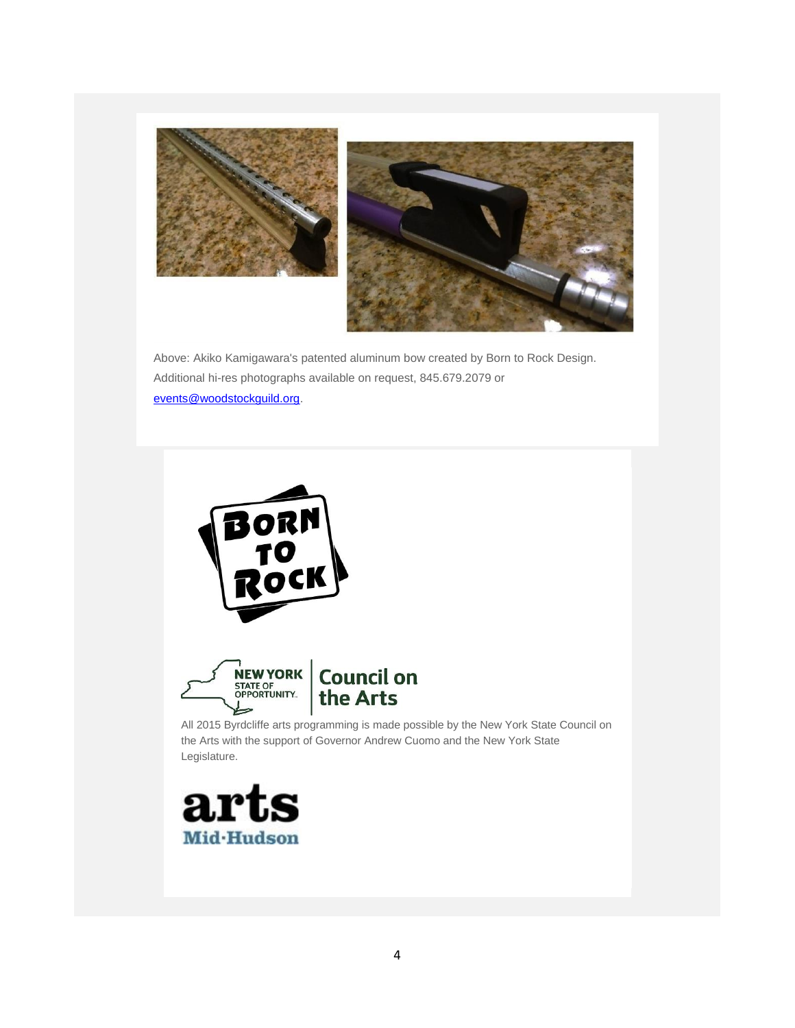Above: Akiko Kamigawara's patented aluminum bow created by Born to Rock Design. Additional hi-res photographs available on request, 845.679.2079 or [events@woodstockguild.org](mailto:events@woodstockguild.org).

All 2015 Byrdcliffe arts programming is made possible by the New York State Council on the Arts with the support of Governor Andrew Cuomo and the New York State Legislature.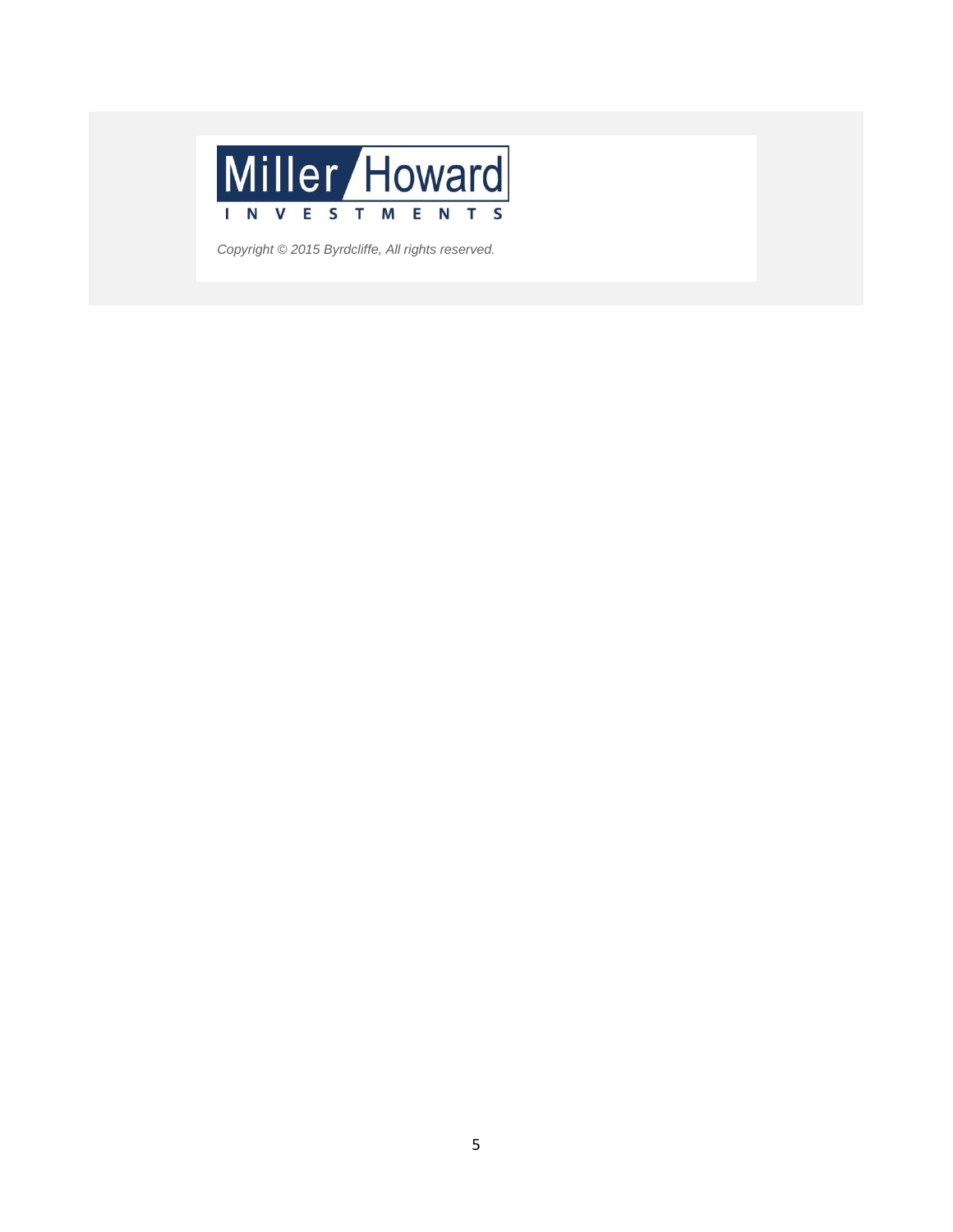Miller Howard

INVESTMENTS

*Copyright © 2015 Byrdcliffe, All rights reserved.*